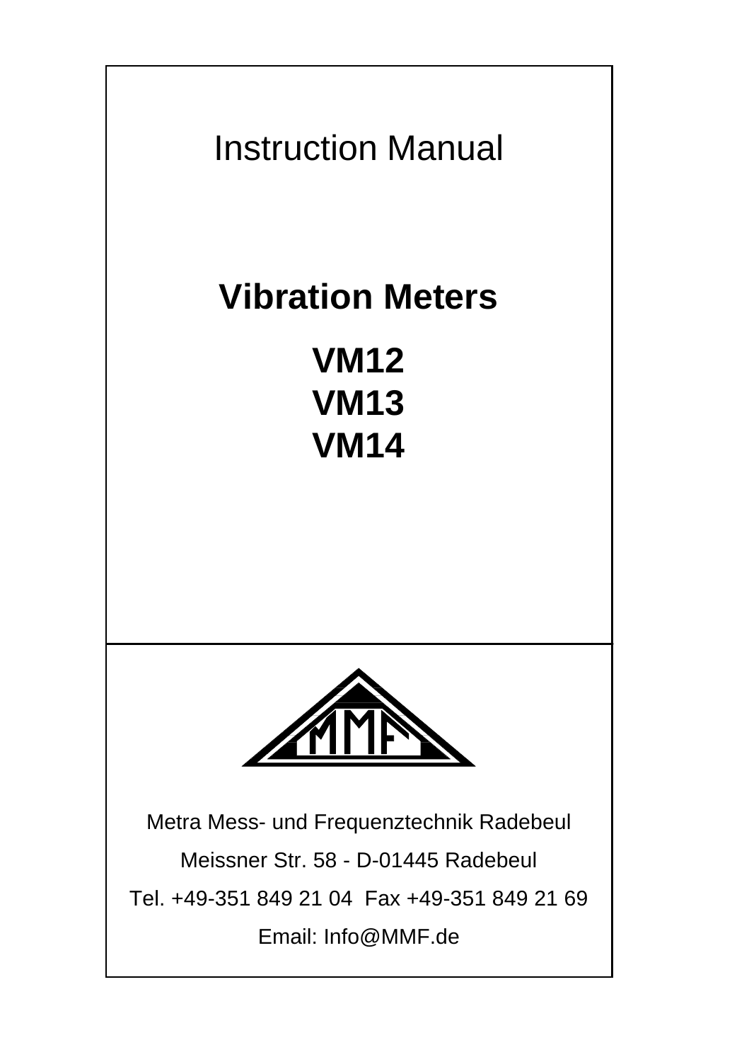Instruction Manual

# Vibration Meters

# VM12
# VM13
# VM14

Metra Mess- und Frequenztechnik Radebeul

Meissner Str. 58 - D-01445 Radebeul

Tel. +49-351 849 21 04 Fax +49-351 849 21 69

Email: Info@MMF.de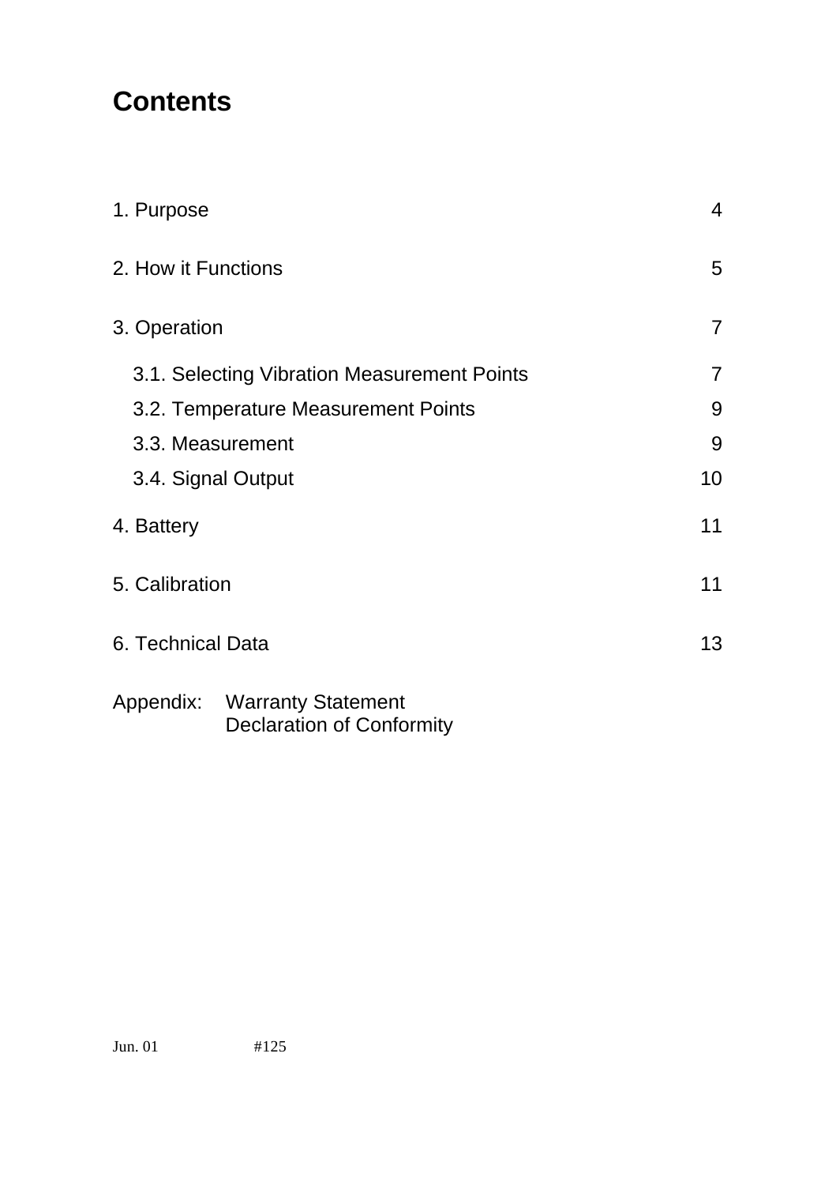# Contents

| | |
|---|---|
| 1. Purpose | 4 |
| 2. How it Functions | 5 |
| 3. Operation | 7 |
| 3.1. Selecting Vibration Measurement Points | 7 |
| 3.2. Temperature Measurement Points | 9 |
| 3.3. Measurement | 9 |
| 3.4. Signal Output | 10 |
| 4. Battery | 11 |
| 5. Calibration | 11 |
| 6. Technical Data | 13 |

Appendix: Warranty Statement
Declaration of Conformity

Jun. 01 #125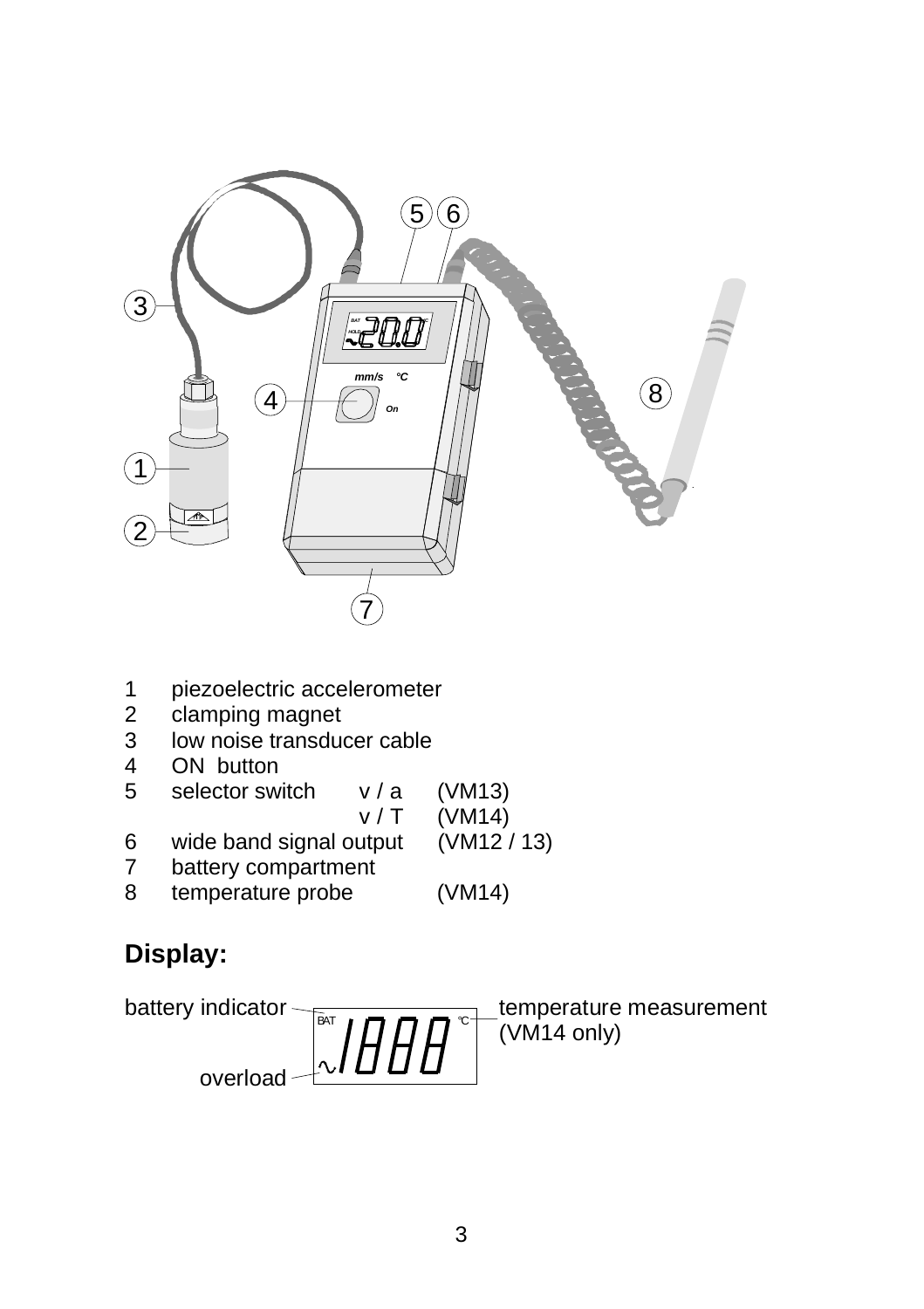1 piezoelectric accelerometer
2 clamping magnet
3 low noise transducer cable
4 ON button
5 selector switch v / a (VM13)
 v / T (VM14)
6 wide band signal output (VM12 / 13)
7 battery compartment
8 temperature probe (VM14)

## Display:

battery indicator — BAT

temperature measurement (VM14 only) — °C

overload — ∿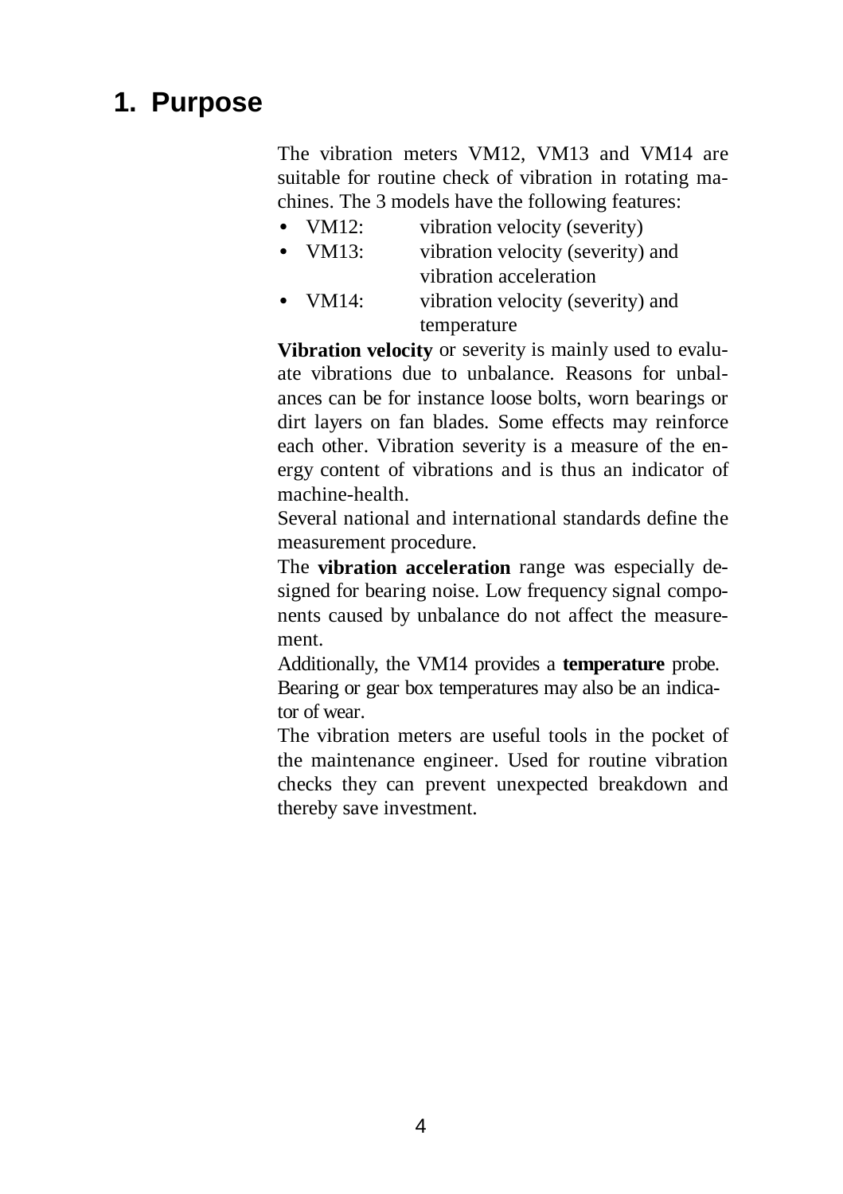# 1. Purpose

The vibration meters VM12, VM13 and VM14 are suitable for routine check of vibration in rotating machines. The 3 models have the following features:

- VM12: vibration velocity (severity)
- VM13: vibration velocity (severity) and vibration acceleration
- VM14: vibration velocity (severity) and temperature

**Vibration velocity** or severity is mainly used to evaluate vibrations due to unbalance. Reasons for unbalances can be for instance loose bolts, worn bearings or dirt layers on fan blades. Some effects may reinforce each other. Vibration severity is a measure of the energy content of vibrations and is thus an indicator of machine-health.

Several national and international standards define the measurement procedure.

The **vibration acceleration** range was especially designed for bearing noise. Low frequency signal components caused by unbalance do not affect the measurement.

Additionally, the VM14 provides a **temperature** probe. Bearing or gear box temperatures may also be an indicator of wear.

The vibration meters are useful tools in the pocket of the maintenance engineer. Used for routine vibration checks they can prevent unexpected breakdown and thereby save investment.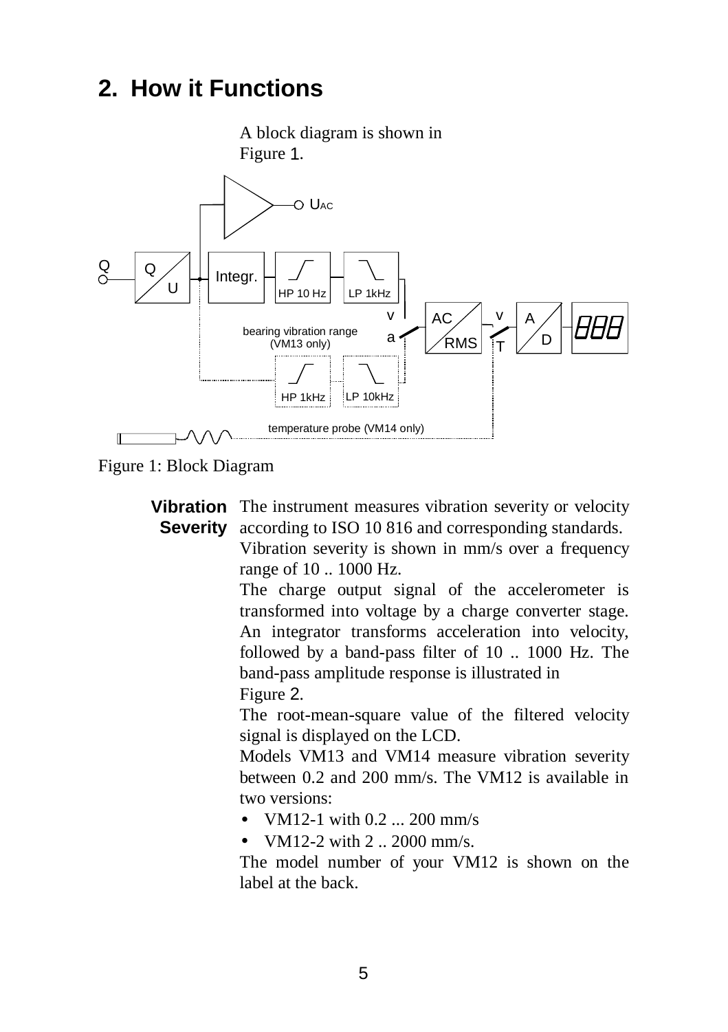## 2. How it Functions

A block diagram is shown in Figure 1.

Figure 1: Block Diagram

**Vibration Severity**

The instrument measures vibration severity or velocity according to ISO 10 816 and corresponding standards.

Vibration severity is shown in mm/s over a frequency range of 10 .. 1000 Hz.

The charge output signal of the accelerometer is transformed into voltage by a charge converter stage. An integrator transforms acceleration into velocity, followed by a band-pass filter of 10 .. 1000 Hz. The band-pass amplitude response is illustrated in Figure 2.

The root-mean-square value of the filtered velocity signal is displayed on the LCD.

Models VM13 and VM14 measure vibration severity between 0.2 and 200 mm/s. The VM12 is available in two versions:

- VM12-1 with 0.2 ... 200 mm/s
- VM12-2 with 2 .. 2000 mm/s.

The model number of your VM12 is shown on the label at the back.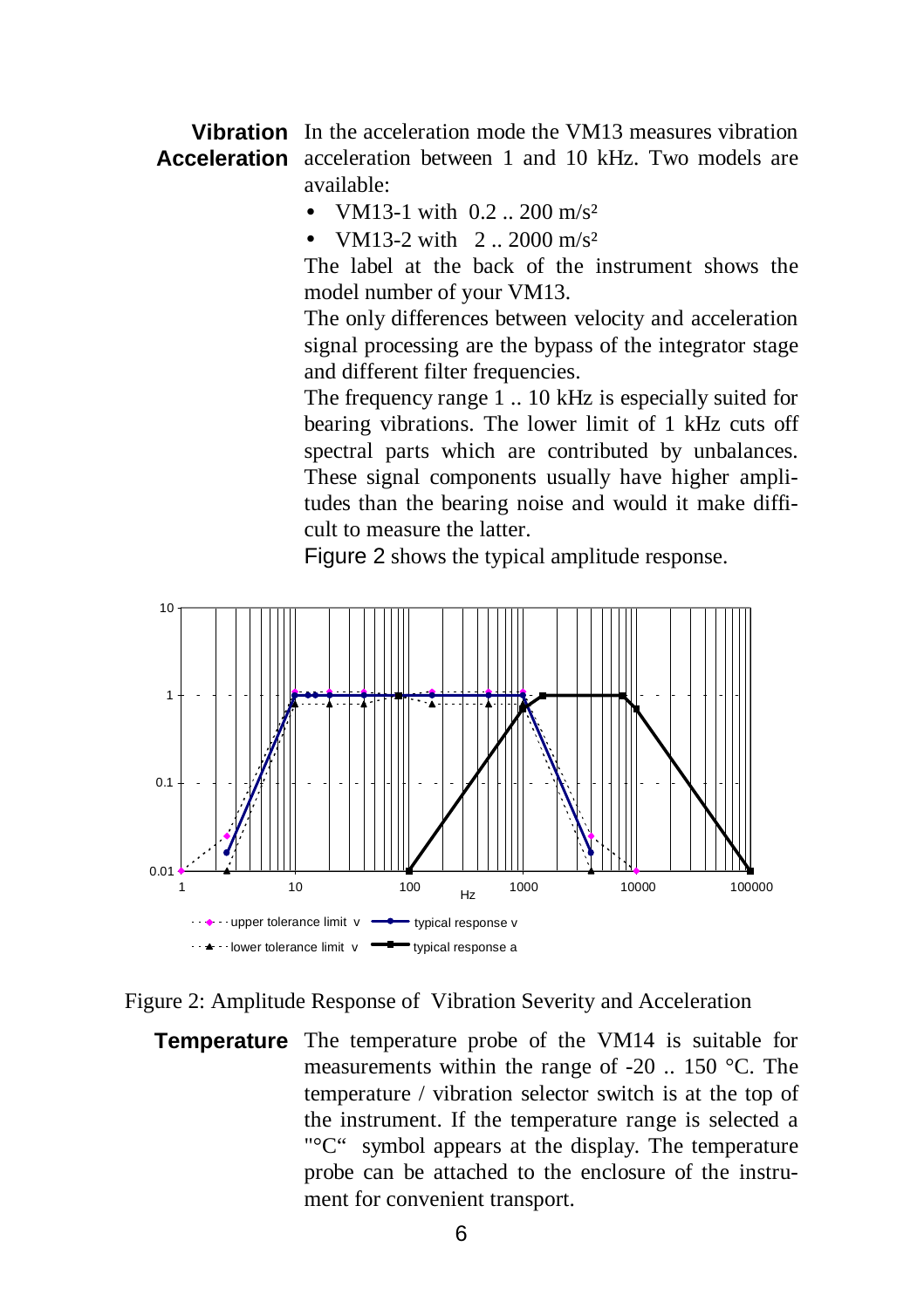**Vibration Acceleration** In the acceleration mode the VM13 measures vibration acceleration between 1 and 10 kHz. Two models are available:

- VM13-1 with 0.2 .. 200 m/s²
- VM13-2 with 2 .. 2000 m/s²

The label at the back of the instrument shows the model number of your VM13.

The only differences between velocity and acceleration signal processing are the bypass of the integrator stage and different filter frequencies.

The frequency range 1 .. 10 kHz is especially suited for bearing vibrations. The lower limit of 1 kHz cuts off spectral parts which are contributed by unbalances. These signal components usually have higher amplitudes than the bearing noise and would it make difficult to measure the latter.

Figure 2 shows the typical amplitude response.

Figure 2: Amplitude Response of Vibration Severity and Acceleration

**Temperature** The temperature probe of the VM14 is suitable for measurements within the range of -20 .. 150 °C. The temperature / vibration selector switch is at the top of the instrument. If the temperature range is selected a "°C" symbol appears at the display. The temperature probe can be attached to the enclosure of the instrument for convenient transport.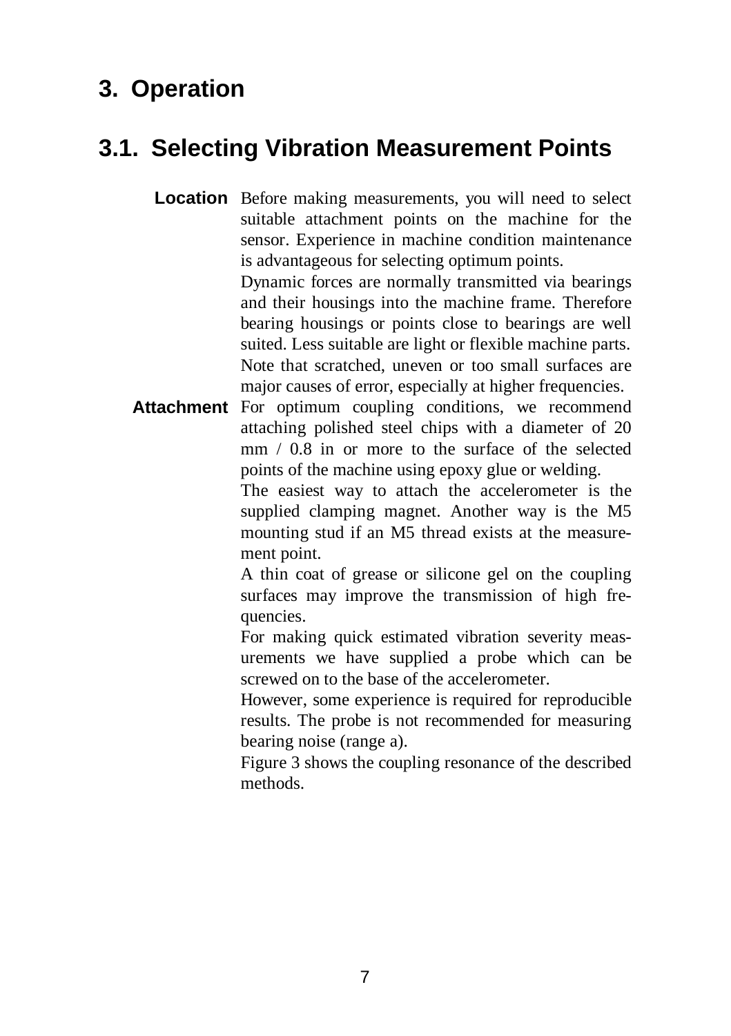# 3. Operation

## 3.1. Selecting Vibration Measurement Points

**Location** Before making measurements, you will need to select suitable attachment points on the machine for the sensor. Experience in machine condition maintenance is advantageous for selecting optimum points.

Dynamic forces are normally transmitted via bearings and their housings into the machine frame. Therefore bearing housings or points close to bearings are well suited. Less suitable are light or flexible machine parts.

Note that scratched, uneven or too small surfaces are major causes of error, especially at higher frequencies.

**Attachment** For optimum coupling conditions, we recommend attaching polished steel chips with a diameter of 20 mm / 0.8 in or more to the surface of the selected points of the machine using epoxy glue or welding.

The easiest way to attach the accelerometer is the supplied clamping magnet. Another way is the M5 mounting stud if an M5 thread exists at the measurement point.

A thin coat of grease or silicone gel on the coupling surfaces may improve the transmission of high frequencies.

For making quick estimated vibration severity measurements we have supplied a probe which can be screwed on to the base of the accelerometer.

However, some experience is required for reproducible results. The probe is not recommended for measuring bearing noise (range a).

Figure 3 shows the coupling resonance of the described methods.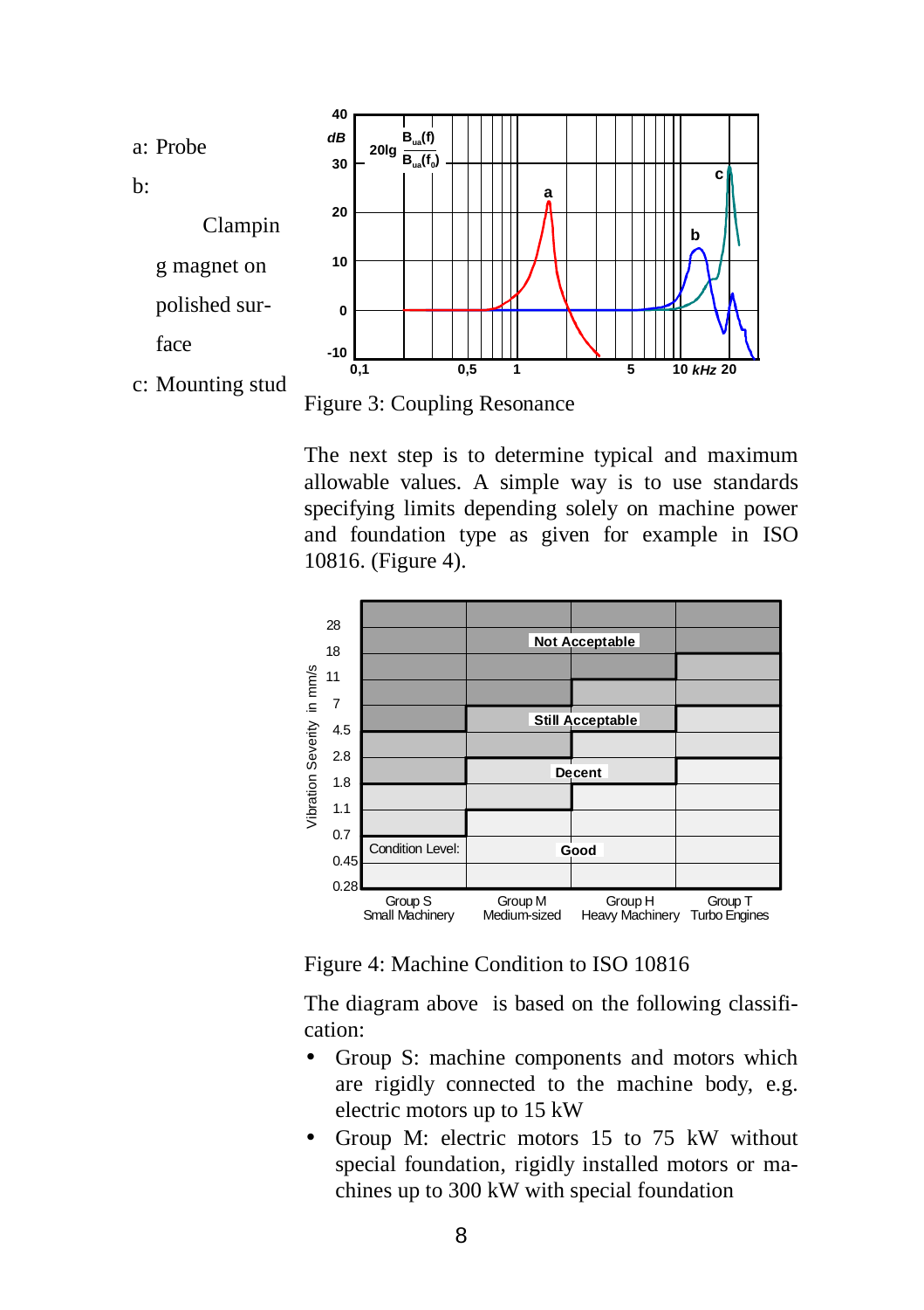a: Probe

b: Clamping magnet on polished surface

c: Mounting stud

Figure 3: Coupling Resonance

The next step is to determine typical and maximum allowable values. A simple way is to use standards specifying limits depending solely on machine power and foundation type as given for example in ISO 10816. (Figure 4).

Figure 4: Machine Condition to ISO 10816

The diagram above is based on the following classification:

- Group S: machine components and motors which are rigidly connected to the machine body, e.g. electric motors up to 15 kW
- Group M: electric motors 15 to 75 kW without special foundation, rigidly installed motors or machines up to 300 kW with special foundation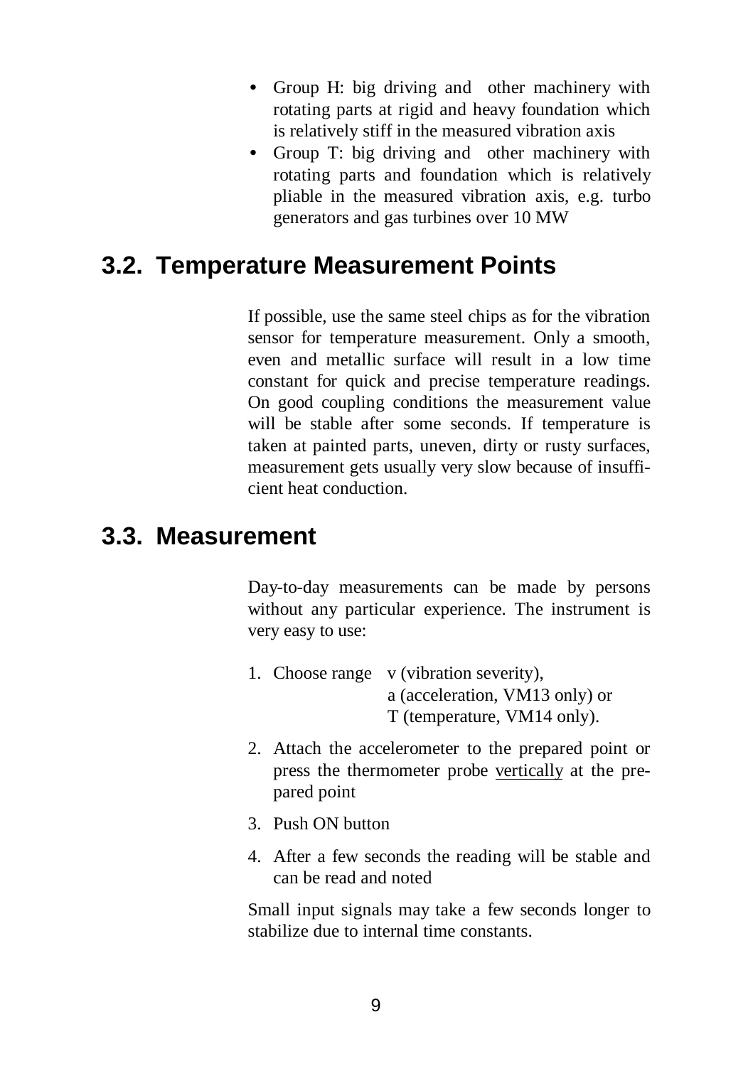- Group H: big driving and other machinery with rotating parts at rigid and heavy foundation which is relatively stiff in the measured vibration axis
- Group T: big driving and other machinery with rotating parts and foundation which is relatively pliable in the measured vibration axis, e.g. turbo generators and gas turbines over 10 MW

## 3.2. Temperature Measurement Points

If possible, use the same steel chips as for the vibration sensor for temperature measurement. Only a smooth, even and metallic surface will result in a low time constant for quick and precise temperature readings. On good coupling conditions the measurement value will be stable after some seconds. If temperature is taken at painted parts, uneven, dirty or rusty surfaces, measurement gets usually very slow because of insufficient heat conduction.

## 3.3. Measurement

Day-to-day measurements can be made by persons without any particular experience. The instrument is very easy to use:

1. Choose range v (vibration severity),
   a (acceleration, VM13 only) or
   T (temperature, VM14 only).
2. Attach the accelerometer to the prepared point or press the thermometer probe <u>vertically</u> at the prepared point
3. Push ON button
4. After a few seconds the reading will be stable and can be read and noted

Small input signals may take a few seconds longer to stabilize due to internal time constants.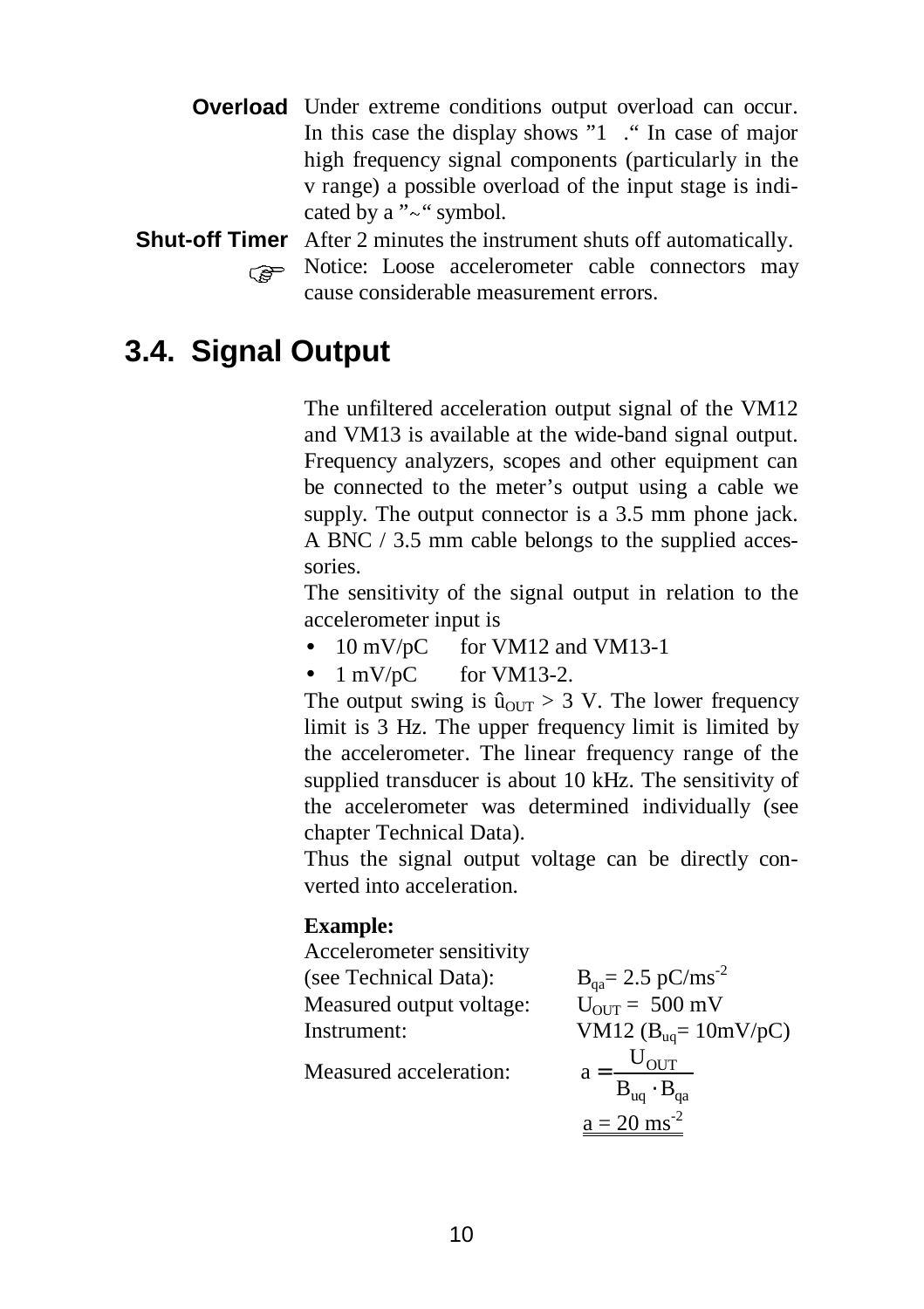**Overload** Under extreme conditions output overload can occur. In this case the display shows "1 ." In case of major high frequency signal components (particularly in the v range) a possible overload of the input stage is indicated by a "~" symbol.

**Shut-off Timer** After 2 minutes the instrument shuts off automatically.

☞ Notice: Loose accelerometer cable connectors may cause considerable measurement errors.

## 3.4. Signal Output

The unfiltered acceleration output signal of the VM12 and VM13 is available at the wide-band signal output. Frequency analyzers, scopes and other equipment can be connected to the meter's output using a cable we supply. The output connector is a 3.5 mm phone jack. A BNC / 3.5 mm cable belongs to the supplied accessories.

The sensitivity of the signal output in relation to the accelerometer input is

- 10 mV/pC for VM12 and VM13-1
- 1 mV/pC for VM13-2.

The output swing is $\hat{u}_{OUT} > 3$ V. The lower frequency limit is 3 Hz. The upper frequency limit is limited by the accelerometer. The linear frequency range of the supplied transducer is about 10 kHz. The sensitivity of the accelerometer was determined individually (see chapter Technical Data).

Thus the signal output voltage can be directly converted into acceleration.

**Example:**

Accelerometer sensitivity (see Technical Data): $B_{qa} = 2.5\ pC/ms^{-2}$

Measured output voltage: $U_{OUT} = 500\ mV$

Instrument: VM12 ($B_{uq} = 10 mV/pC$)

Measured acceleration:

$$a = \frac{U_{OUT}}{B_{uq} \cdot B_{qa}}$$

$$\underline{\underline{a = 20\ ms^{-2}}}$$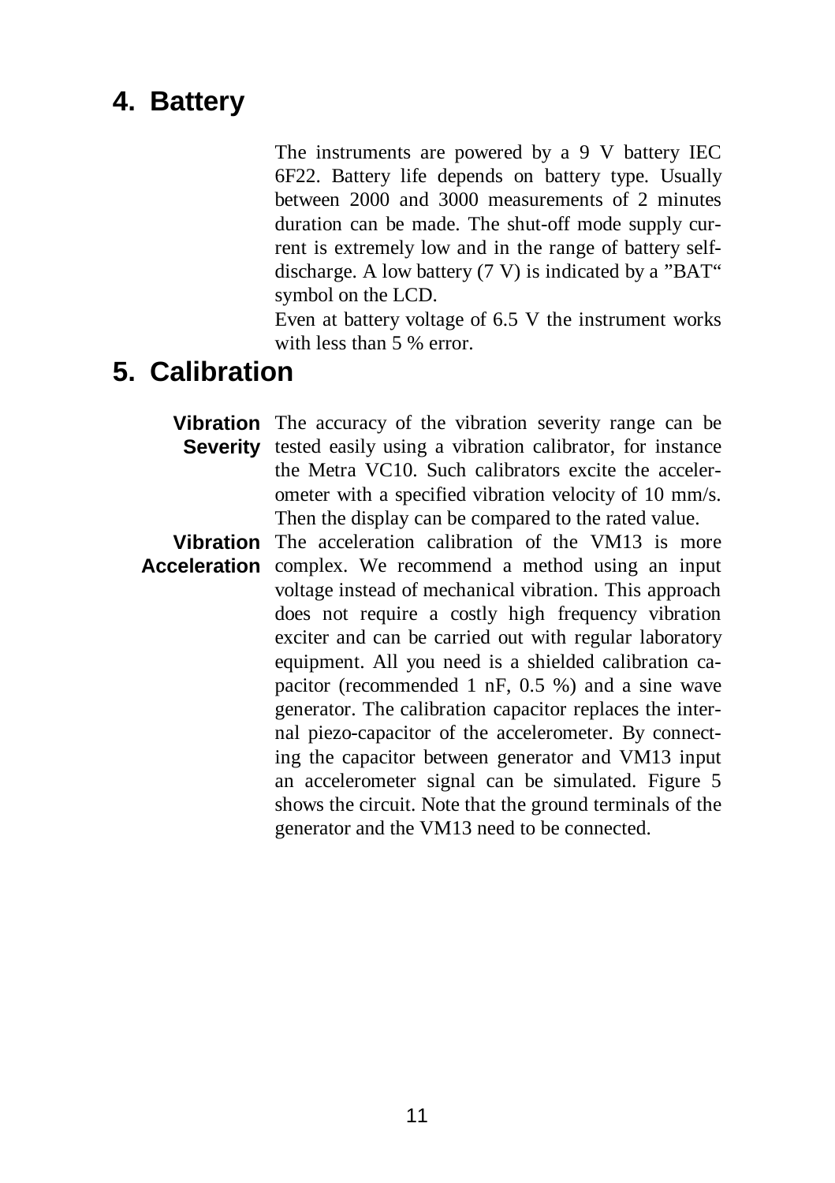## 4. Battery

The instruments are powered by a 9 V battery IEC 6F22. Battery life depends on battery type. Usually between 2000 and 3000 measurements of 2 minutes duration can be made. The shut-off mode supply current is extremely low and in the range of battery self-discharge. A low battery (7 V) is indicated by a "BAT" symbol on the LCD.

Even at battery voltage of 6.5 V the instrument works with less than 5 % error.

## 5. Calibration

**Vibration Severity**

The accuracy of the vibration severity range can be tested easily using a vibration calibrator, for instance the Metra VC10. Such calibrators excite the accelerometer with a specified vibration velocity of 10 mm/s. Then the display can be compared to the rated value.

**Vibration Acceleration**

The acceleration calibration of the VM13 is more complex. We recommend a method using an input voltage instead of mechanical vibration. This approach does not require a costly high frequency vibration exciter and can be carried out with regular laboratory equipment. All you need is a shielded calibration capacitor (recommended 1 nF, 0.5 %) and a sine wave generator. The calibration capacitor replaces the internal piezo-capacitor of the accelerometer. By connecting the capacitor between generator and VM13 input an accelerometer signal can be simulated. Figure 5 shows the circuit. Note that the ground terminals of the generator and the VM13 need to be connected.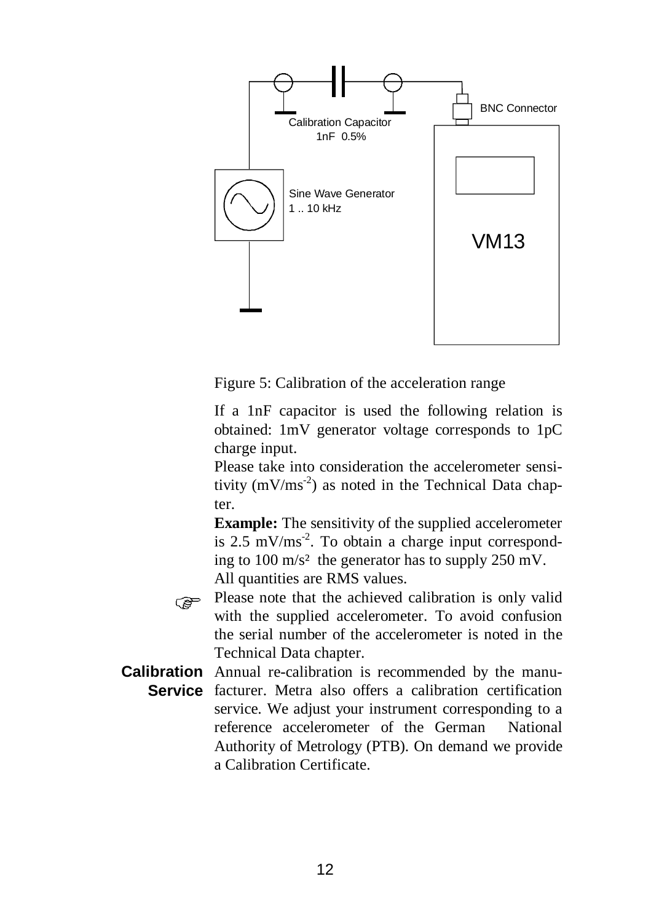Figure 5: Calibration of the acceleration range

If a 1nF capacitor is used the following relation is obtained: 1mV generator voltage corresponds to 1pC charge input.

Please take into consideration the accelerometer sensitivity ($mV/ms^{-2}$) as noted in the Technical Data chapter.

**Example:** The sensitivity of the supplied accelerometer is 2.5 $mV/ms^{-2}$. To obtain a charge input corresponding to 100 $m/s^2$ the generator has to supply 250 mV.

All quantities are RMS values.

☞ Please note that the achieved calibration is only valid with the supplied accelerometer. To avoid confusion the serial number of the accelerometer is noted in the Technical Data chapter.

**Calibration Service** Annual re-calibration is recommended by the manufacturer. Metra also offers a calibration certification service. We adjust your instrument corresponding to a reference accelerometer of the German National Authority of Metrology (PTB). On demand we provide a Calibration Certificate.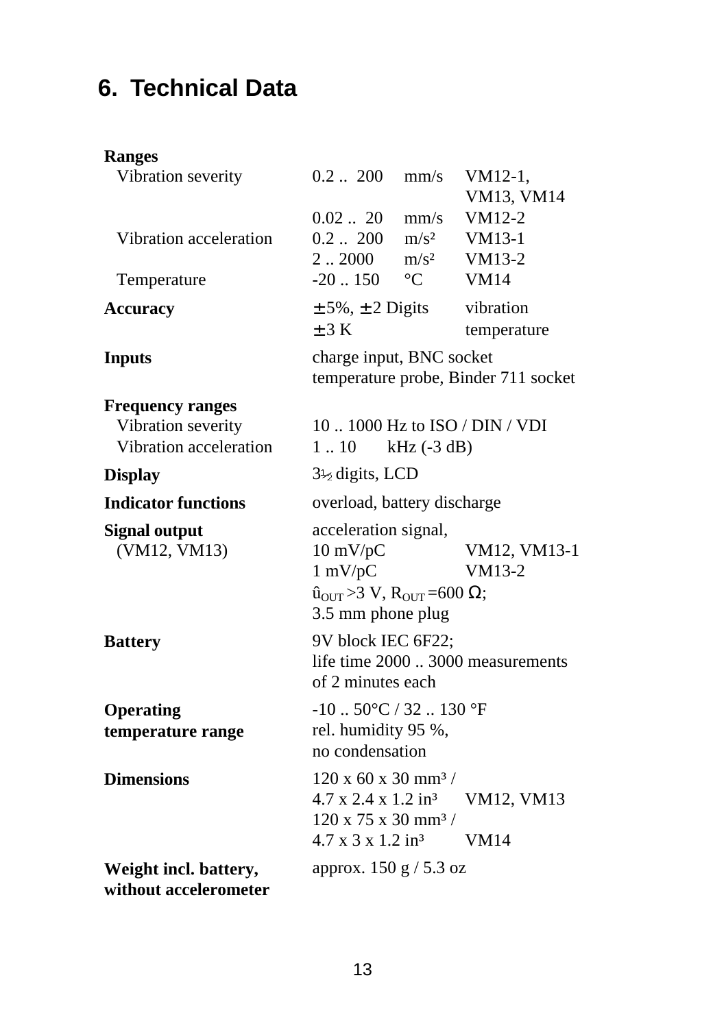# 6. Technical Data

| | | | |
|---|---|---|---|
| **Ranges** | | | |
| Vibration severity | 0.2 .. 200 | mm/s | VM12-1, VM13, VM14 |
| | 0.02 .. 20 | mm/s | VM12-2 |
| Vibration acceleration | 0.2 .. 200 | m/s² | VM13-1 |
| | 2 .. 2000 | m/s² | VM13-2 |
| Temperature | -20 .. 150 | °C | VM14 |
| **Accuracy** | ± 5%, ± 2 Digits | | vibration |
| | ± 3 K | | temperature |
| **Inputs** | charge input, BNC socket<br>temperature probe, Binder 711 socket | | |
| **Frequency ranges** | | | |
| Vibration severity | 10 .. 1000 Hz to ISO / DIN / VDI | | |
| Vibration acceleration | 1 .. 10 kHz (-3 dB) | | |
| **Display** | 3½ digits, LCD | | |
| **Indicator functions** | overload, battery discharge | | |
| **Signal output**<br>(VM12, VM13) | acceleration signal, | | |
| | 10 mV/pC | | VM12, VM13-1 |
| | 1 mV/pC | | VM13-2 |
| | $\hat{u}_{OUT}$ >3 V, $R_{OUT}$ =600 Ω;<br>3.5 mm phone plug | | |
| **Battery** | 9V block IEC 6F22;<br>life time 2000 .. 3000 measurements of 2 minutes each | | |
| **Operating temperature range** | -10 .. 50°C / 32 .. 130 °F<br>rel. humidity 95 %,<br>no condensation | | |
| **Dimensions** | 120 x 60 x 30 mm³ /<br>4.7 x 2.4 x 1.2 in³ | | VM12, VM13 |
| | 120 x 75 x 30 mm³ /<br>4.7 x 3 x 1.2 in³ | | VM14 |
| **Weight incl. battery, without accelerometer** | approx. 150 g / 5.3 oz | | |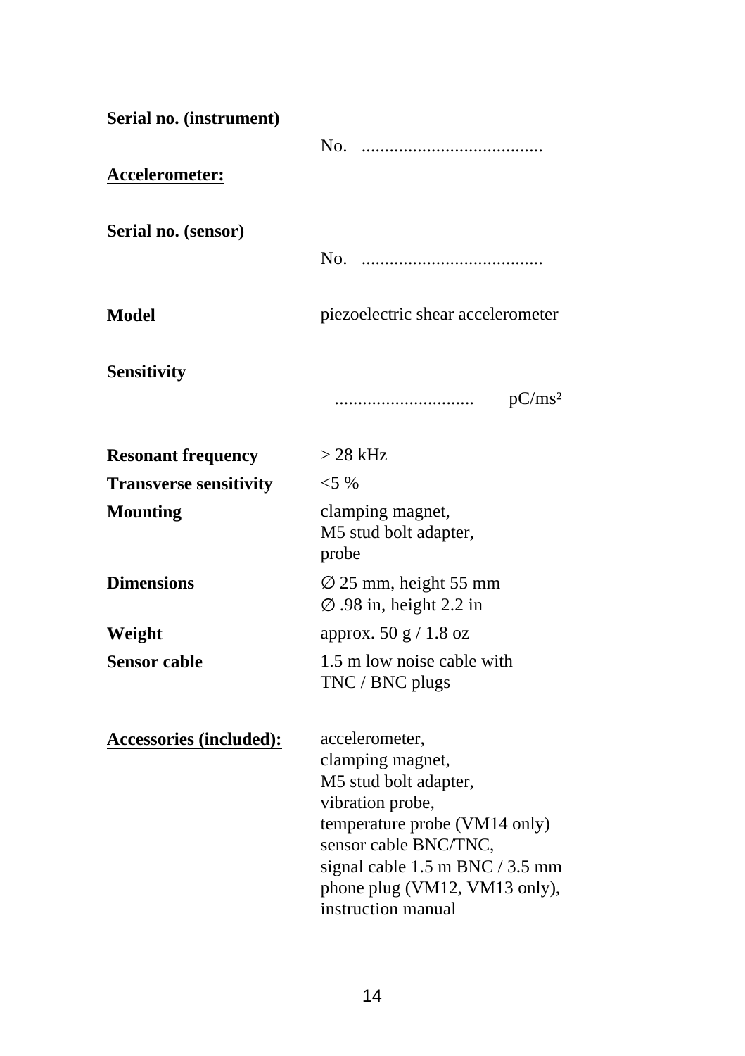**Serial no. (instrument)**

No. .......................................

**<u>Accelerometer:</u>**

**Serial no. (sensor)**

No. .......................................

| | |
|---|---|
| **Model** | piezoelectric shear accelerometer |
| **Sensitivity** | .............................. pC/ms² |
| **Resonant frequency** | > 28 kHz |
| **Transverse sensitivity** | <5 % |
| **Mounting** | clamping magnet,<br>M5 stud bolt adapter,<br>probe |
| **Dimensions** | ∅ 25 mm, height 55 mm<br>∅ .98 in, height 2.2 in |
| **Weight** | approx. 50 g / 1.8 oz |
| **Sensor cable** | 1.5 m low noise cable with<br>TNC / BNC plugs |
| **<u>Accessories (included):</u>** | accelerometer,<br>clamping magnet,<br>M5 stud bolt adapter,<br>vibration probe,<br>temperature probe (VM14 only)<br>sensor cable BNC/TNC,<br>signal cable 1.5 m BNC / 3.5 mm phone plug (VM12, VM13 only),<br>instruction manual |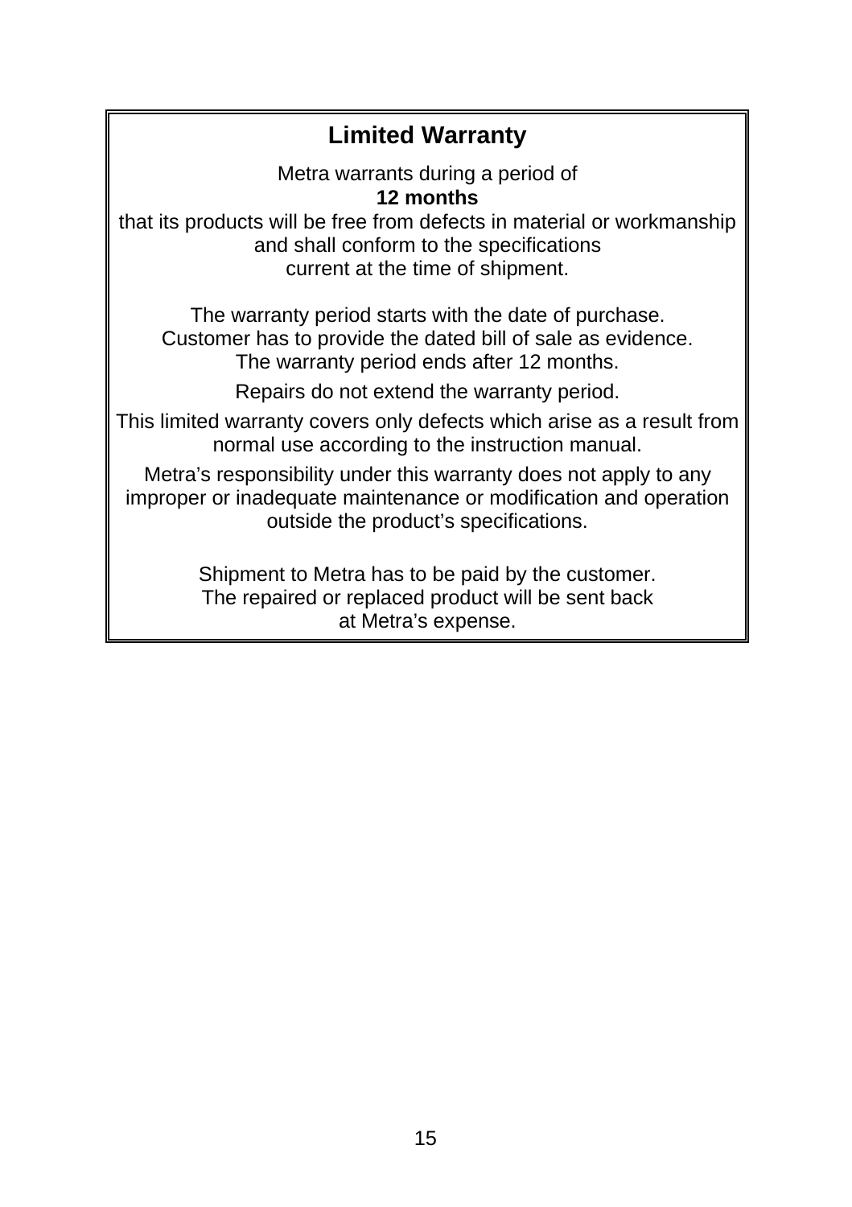## Limited Warranty

Metra warrants during a period of
**12 months**
that its products will be free from defects in material or workmanship and shall conform to the specifications current at the time of shipment.

The warranty period starts with the date of purchase.
Customer has to provide the dated bill of sale as evidence.
The warranty period ends after 12 months.

Repairs do not extend the warranty period.

This limited warranty covers only defects which arise as a result from normal use according to the instruction manual.

Metra's responsibility under this warranty does not apply to any improper or inadequate maintenance or modification and operation outside the product's specifications.

Shipment to Metra has to be paid by the customer.
The repaired or replaced product will be sent back at Metra's expense.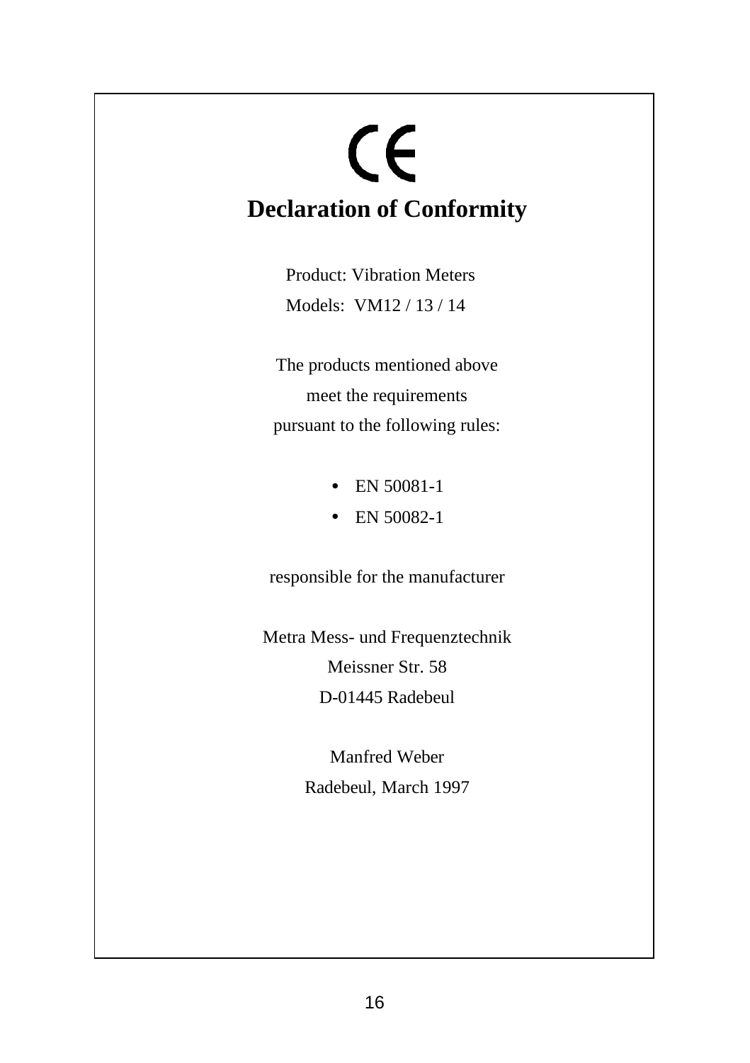CE

# Declaration of Conformity

Product: Vibration Meters

Models: VM12 / 13 / 14

The products mentioned above

meet the requirements

pursuant to the following rules:

- EN 50081-1
- EN 50082-1

responsible for the manufacturer

Metra Mess- und Frequenztechnik

Meissner Str. 58

D-01445 Radebeul

Manfred Weber

Radebeul, March 1997